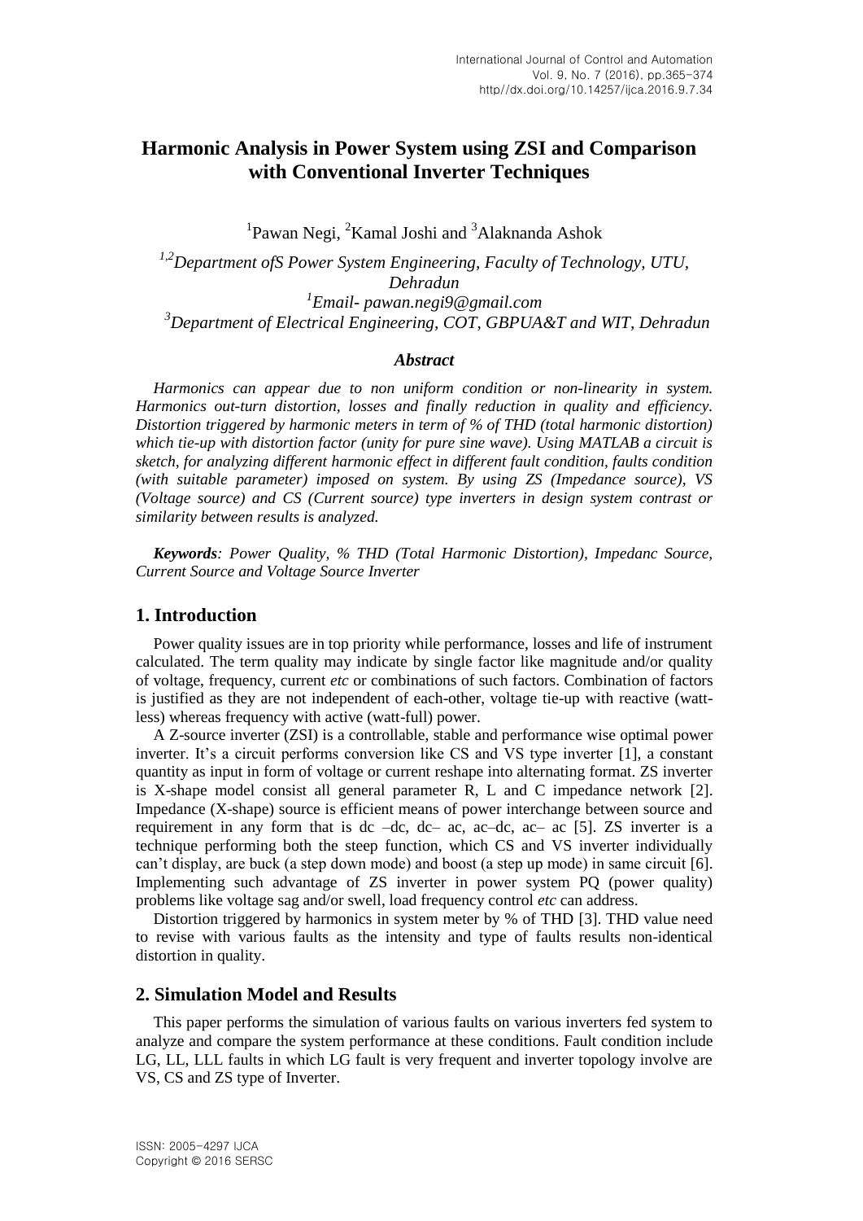# Harmonic Analysis in Power System using ZSI and Comparison with Conventional Inverter Techniques

[1]Pawan Negi, [2]Kamal Joshi and [3]Alaknanda Ashok

*[1,2]Department ofS Power System Engineering, Faculty of Technology, UTU, Dehradun*
*[1]Email- pawan.negi9@gmail.com*
*[3]Department of Electrical Engineering, COT, GBPUA&T and WIT, Dehradun*

### *Abstract*

*Harmonics can appear due to non uniform condition or non-linearity in system. Harmonics out-turn distortion, losses and finally reduction in quality and efficiency. Distortion triggered by harmonic meters in term of % of THD (total harmonic distortion) which tie-up with distortion factor (unity for pure sine wave). Using MATLAB a circuit is sketch, for analyzing different harmonic effect in different fault condition, faults condition (with suitable parameter) imposed on system. By using ZS (Impedance source), VS (Voltage source) and CS (Current source) type inverters in design system contrast or similarity between results is analyzed.*

***Keywords****: Power Quality, % THD (Total Harmonic Distortion), Impedanc Source, Current Source and Voltage Source Inverter*

## 1. Introduction

Power quality issues are in top priority while performance, losses and life of instrument calculated. The term quality may indicate by single factor like magnitude and/or quality of voltage, frequency, current *etc* or combinations of such factors. Combination of factors is justified as they are not independent of each-other, voltage tie-up with reactive (watt-less) whereas frequency with active (watt-full) power.

A Z-source inverter (ZSI) is a controllable, stable and performance wise optimal power inverter. It's a circuit performs conversion like CS and VS type inverter [1], a constant quantity as input in form of voltage or current reshape into alternating format. ZS inverter is X-shape model consist all general parameter R, L and C impedance network [2]. Impedance (X-shape) source is efficient means of power interchange between source and requirement in any form that is dc –dc, dc– ac, ac–dc, ac– ac [5]. ZS inverter is a technique performing both the steep function, which CS and VS inverter individually can't display, are buck (a step down mode) and boost (a step up mode) in same circuit [6]. Implementing such advantage of ZS inverter in power system PQ (power quality) problems like voltage sag and/or swell, load frequency control *etc* can address.

Distortion triggered by harmonics in system meter by % of THD [3]. THD value need to revise with various faults as the intensity and type of faults results non-identical distortion in quality.

## 2. Simulation Model and Results

This paper performs the simulation of various faults on various inverters fed system to analyze and compare the system performance at these conditions. Fault condition include LG, LL, LLL faults in which LG fault is very frequent and inverter topology involve are VS, CS and ZS type of Inverter.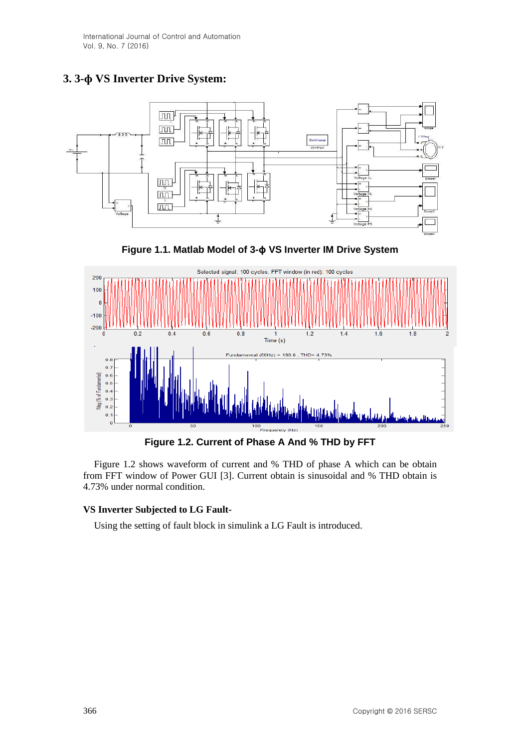## 3. 3-ϕ VS Inverter Drive System:

**Figure 1.1. Matlab Model of 3-ϕ VS Inverter IM Drive System**

**Figure 1.2. Current of Phase A And % THD by FFT**

Figure 1.2 shows waveform of current and % THD of phase A which can be obtain from FFT window of Power GUI [3]. Current obtain is sinusoidal and % THD obtain is 4.73% under normal condition.

### VS Inverter Subjected to LG Fault-

Using the setting of fault block in simulink a LG Fault is introduced.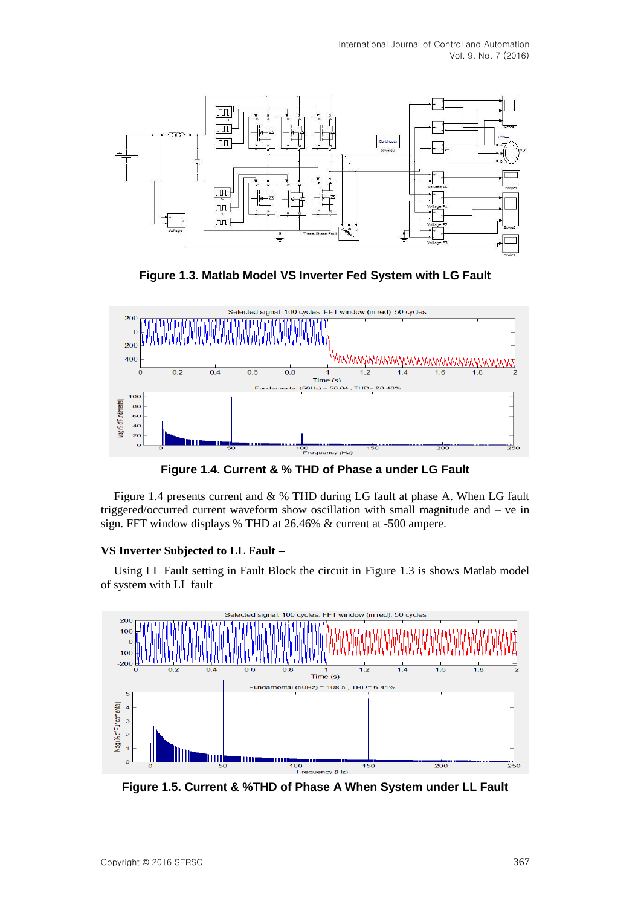**Figure 1.3. Matlab Model VS Inverter Fed System with LG Fault**

**Figure 1.4. Current & % THD of Phase a under LG Fault**

Figure 1.4 presents current and & % THD during LG fault at phase A. When LG fault triggered/occurred current waveform show oscillation with small magnitude and – ve in sign. FFT window displays % THD at 26.46% & current at -500 ampere.

**VS Inverter Subjected to LL Fault –**

Using LL Fault setting in Fault Block the circuit in Figure 1.3 is shows Matlab model of system with LL fault

**Figure 1.5. Current & %THD of Phase A When System under LL Fault**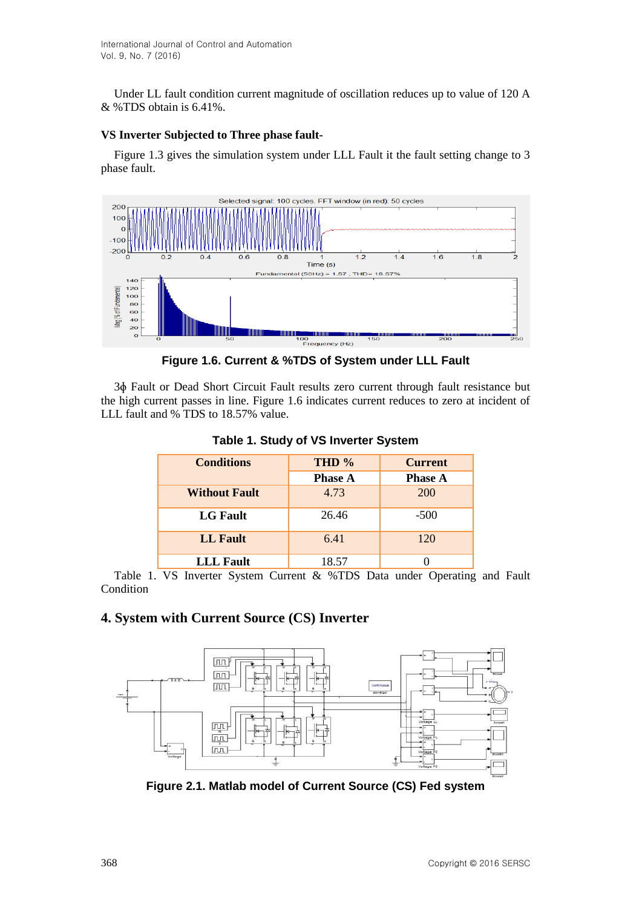Under LL fault condition current magnitude of oscillation reduces up to value of 120 A & %TDS obtain is 6.41%.

**VS Inverter Subjected to Three phase fault-**

Figure 1.3 gives the simulation system under LLL Fault it the fault setting change to 3 phase fault.

**Figure 1.6. Current & %TDS of System under LLL Fault**

3ϕ Fault or Dead Short Circuit Fault results zero current through fault resistance but the high current passes in line. Figure 1.6 indicates current reduces to zero at incident of LLL fault and % TDS to 18.57% value.

**Table 1. Study of VS Inverter System**

| Conditions | THD % | Current |
|---|---|---|
| | Phase A | Phase A |
| Without Fault | 4.73 | 200 |
| LG Fault | 26.46 | -500 |
| LL Fault | 6.41 | 120 |
| LLL Fault | 18.57 | 0 |

Table 1. VS Inverter System Current & %TDS Data under Operating and Fault Condition

## 4. System with Current Source (CS) Inverter

**Figure 2.1. Matlab model of Current Source (CS) Fed system**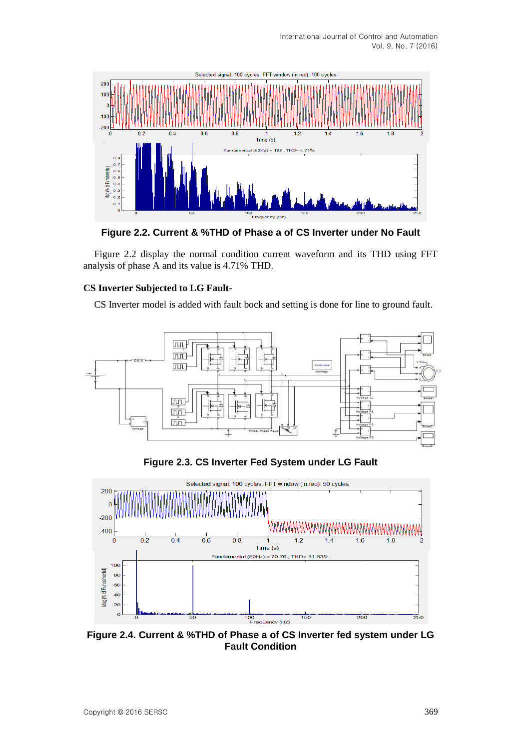**Figure 2.2. Current & %THD of Phase a of CS Inverter under No Fault**

Figure 2.2 display the normal condition current waveform and its THD using FFT analysis of phase A and its value is 4.71% THD.

### CS Inverter Subjected to LG Fault-

CS Inverter model is added with fault bock and setting is done for line to ground fault.

**Figure 2.3. CS Inverter Fed System under LG Fault**

**Figure 2.4. Current & %THD of Phase a of CS Inverter fed system under LG Fault Condition**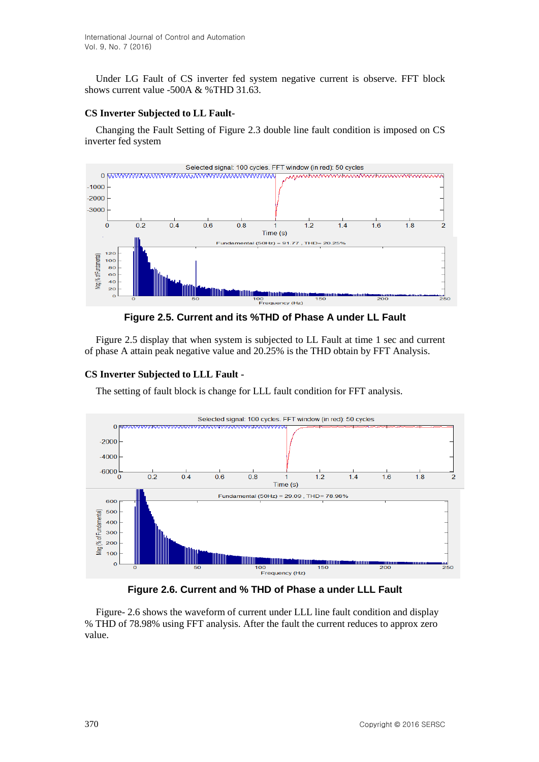Under LG Fault of CS inverter fed system negative current is observe. FFT block shows current value -500A & %THD 31.63.

**CS Inverter Subjected to LL Fault-**

Changing the Fault Setting of Figure 2.3 double line fault condition is imposed on CS inverter fed system

**Figure 2.5. Current and its %THD of Phase A under LL Fault**

Figure 2.5 display that when system is subjected to LL Fault at time 1 sec and current of phase A attain peak negative value and 20.25% is the THD obtain by FFT Analysis.

**CS Inverter Subjected to LLL Fault -**

The setting of fault block is change for LLL fault condition for FFT analysis.

**Figure 2.6. Current and % THD of Phase a under LLL Fault**

Figure- 2.6 shows the waveform of current under LLL line fault condition and display % THD of 78.98% using FFT analysis. After the fault the current reduces to approx zero value.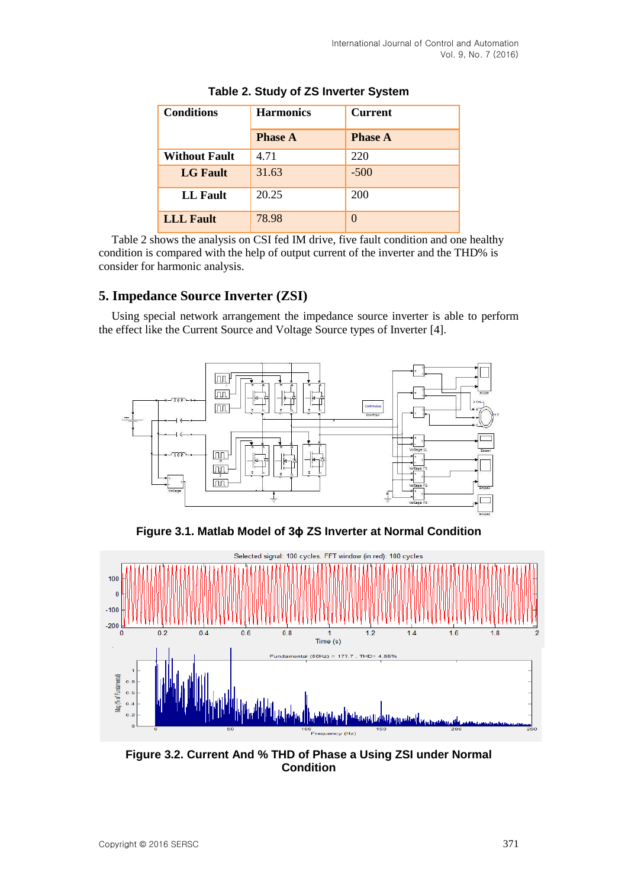**Table 2. Study of ZS Inverter System**

| Conditions | Harmonics | Current |
|---|---|---|
| | Phase A | Phase A |
| Without Fault | 4.71 | 220 |
| LG Fault | 31.63 | -500 |
| LL Fault | 20.25 | 200 |
| LLL Fault | 78.98 | 0 |

Table 2 shows the analysis on CSI fed IM drive, five fault condition and one healthy condition is compared with the help of output current of the inverter and the THD% is consider for harmonic analysis.

## 5. Impedance Source Inverter (ZSI)

Using special network arrangement the impedance source inverter is able to perform the effect like the Current Source and Voltage Source types of Inverter [4].

**Figure 3.1. Matlab Model of 3ϕ ZS Inverter at Normal Condition**

**Figure 3.2. Current And % THD of Phase a Using ZSI under Normal Condition**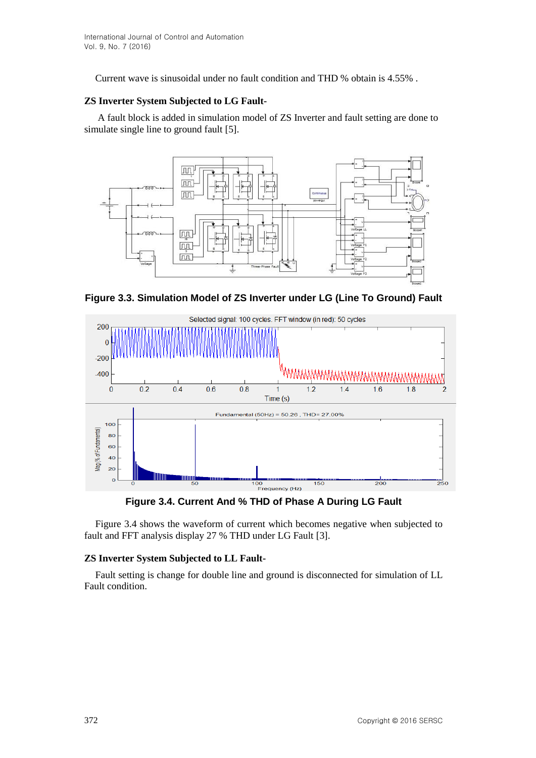Current wave is sinusoidal under no fault condition and THD % obtain is 4.55% .

**ZS Inverter System Subjected to LG Fault-**

A fault block is added in simulation model of ZS Inverter and fault setting are done to simulate single line to ground fault [5].

**Figure 3.3. Simulation Model of ZS Inverter under LG (Line To Ground) Fault**

**Figure 3.4. Current And % THD of Phase A During LG Fault**

Figure 3.4 shows the waveform of current which becomes negative when subjected to fault and FFT analysis display 27 % THD under LG Fault [3].

**ZS Inverter System Subjected to LL Fault-**

Fault setting is change for double line and ground is disconnected for simulation of LL Fault condition.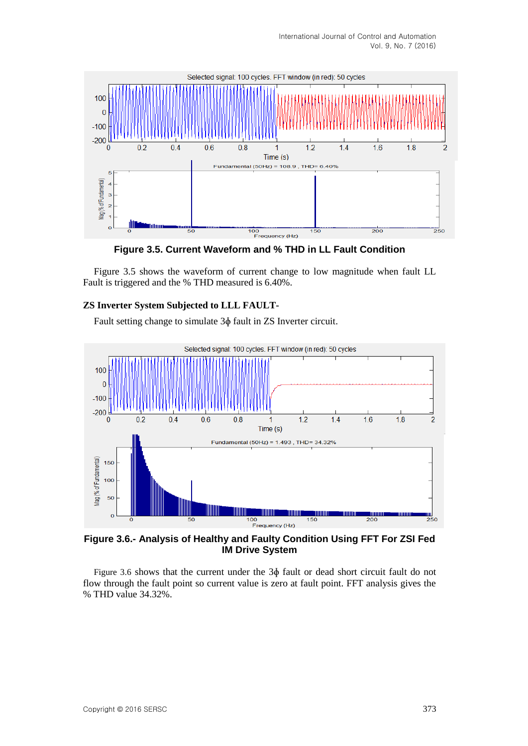**Figure 3.5. Current Waveform and % THD in LL Fault Condition**

Figure 3.5 shows the waveform of current change to low magnitude when fault LL Fault is triggered and the % THD measured is 6.40%.

**ZS Inverter System Subjected to LLL FAULT-**

Fault setting change to simulate 3ϕ fault in ZS Inverter circuit.

**Figure 3.6.- Analysis of Healthy and Faulty Condition Using FFT For ZSI Fed IM Drive System**

Figure 3.6 shows that the current under the 3ϕ fault or dead short circuit fault do not flow through the fault point so current value is zero at fault point. FFT analysis gives the % THD value 34.32%.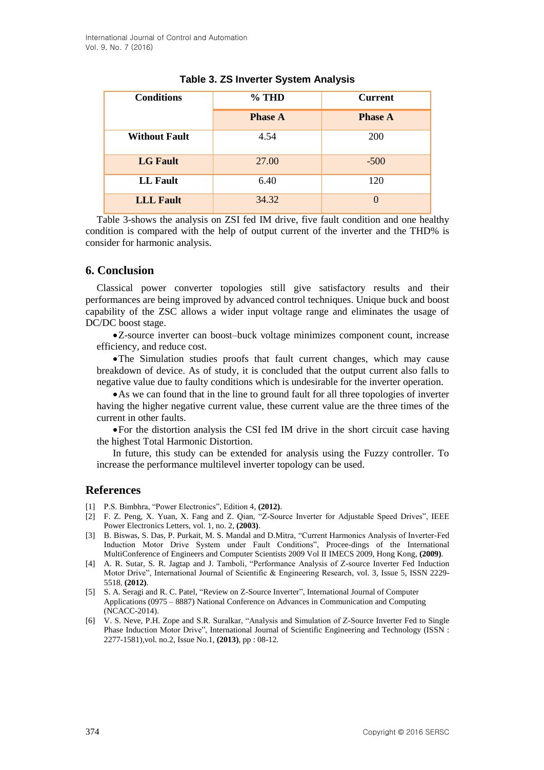**Table 3. ZS Inverter System Analysis**

| Conditions | % THD | Current |
|---|---|---|
| | Phase A | Phase A |
| Without Fault | 4.54 | 200 |
| LG Fault | 27.00 | -500 |
| LL Fault | 6.40 | 120 |
| LLL Fault | 34.32 | 0 |

Table 3-shows the analysis on ZSI fed IM drive, five fault condition and one healthy condition is compared with the help of output current of the inverter and the THD% is consider for harmonic analysis.

## 6. Conclusion

Classical power converter topologies still give satisfactory results and their performances are being improved by advanced control techniques. Unique buck and boost capability of the ZSC allows a wider input voltage range and eliminates the usage of DC/DC boost stage.

- Z-source inverter can boost–buck voltage minimizes component count, increase efficiency, and reduce cost.
- The Simulation studies proofs that fault current changes, which may cause breakdown of device. As of study, it is concluded that the output current also falls to negative value due to faulty conditions which is undesirable for the inverter operation.
- As we can found that in the line to ground fault for all three topologies of inverter having the higher negative current value, these current value are the three times of the current in other faults.
- For the distortion analysis the CSI fed IM drive in the short circuit case having the highest Total Harmonic Distortion.

In future, this study can be extended for analysis using the Fuzzy controller. To increase the performance multilevel inverter topology can be used.

## References

[1] P.S. Bimbhra, "Power Electronics", Edition 4, **(2012)**.

[2] F. Z. Peng, X. Yuan, X. Fang and Z. Qian, "Z-Source Inverter for Adjustable Speed Drives", IEEE Power Electronics Letters, vol. 1, no. 2, **(2003)**.

[3] B. Biswas, S. Das, P. Purkait, M. S. Mandal and D.Mitra, "Current Harmonics Analysis of Inverter-Fed Induction Motor Drive System under Fault Conditions", Procee-dings of the International MultiConference of Engineers and Computer Scientists 2009 Vol II IMECS 2009, Hong Kong, **(2009)**.

[4] A. R. Sutar, S. R. Jagtap and J. Tamboli, "Performance Analysis of Z-source Inverter Fed Induction Motor Drive", International Journal of Scientific & Engineering Research, vol. 3, Issue 5, ISSN 2229-5518, **(2012)**.

[5] S. A. Seragi and R. C. Patel, "Review on Z-Source Inverter", International Journal of Computer Applications (0975 – 8887) National Conference on Advances in Communication and Computing (NCACC-2014).

[6] V. S. Neve, P.H. Zope and S.R. Suralkar, "Analysis and Simulation of Z-Source Inverter Fed to Single Phase Induction Motor Drive", International Journal of Scientific Engineering and Technology (ISSN : 2277-1581),vol. no.2, Issue No.1, **(2013)**, pp : 08-12.